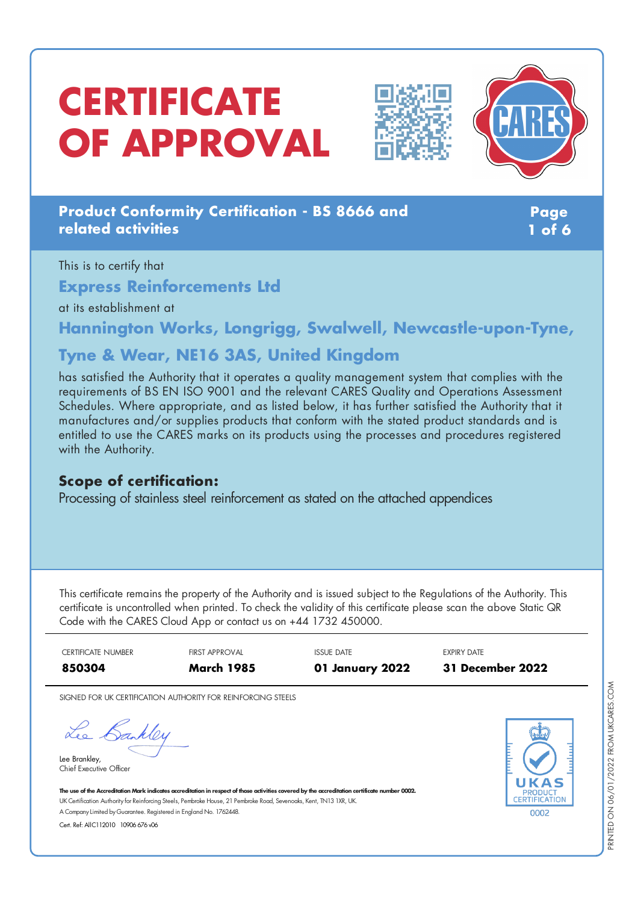# CERTIFICATE OF APPROVAL

**Product Conformity Certification - BS 8666 and related activities**

This is to certify that

**Express Reinforcements Ltd**

at its establishment at

**Hannington Works, Longrigg, Swalwell, Newcastle-upon-Tyne, Tyne & Wear, NE16 3AS, United Kingdom**

has satisfied the Authority that it operates a quality management system that complies with the requirements of BS EN ISO 9001 and the relevant CARES Quality and Operations Assessment Schedules. Where appropriate, and as listed below, it has further satisfied the Authority that it manufactures and/or supplies products that conform with the stated product standards and is entitled to use the CARES marks on its products using the processes and procedures registered with the Authority.

**Scope of certification:**

Processing of stainless steel reinforcement as stated on the attached appendices

This certificate remains the property of the Authority and is issued subject to the Regulations of the Authority. This certificate is uncontrolled when printed. To check the validity of this certificate please scan the above Static QR Code with the CARES Cloud App or contact us on +44 1732 450000.

| CERTIFICATE NUMBER | FIRST APPROVAL | ISSUE DATE | EXPIRY DATE |
|---|---|---|---|
| **850304** | **March 1985** | **01 January 2022** | **31 December 2022** |

SIGNED FOR UK CERTIFICATION AUTHORITY FOR REINFORCING STEELS

Lee Brankley,
Chief Executive Officer

**The use of the Accreditation Mark indicates accreditation in respect of those activities covered by the accreditation certificate number 0002.**

UK Certification Authority for Reinforcing Steels, Pembroke House, 21 Pembroke Road, Sevenoaks, Kent, TN13 1XR, UK.

A Company Limited by Guarantee. Registered in England No. 1762448.

Cert. Ref: AIIC112010 10906 676 v06

UKAS PRODUCT CERTIFICATION 0002

PRINTED ON 06/01/2022 FROM UKCARES.COM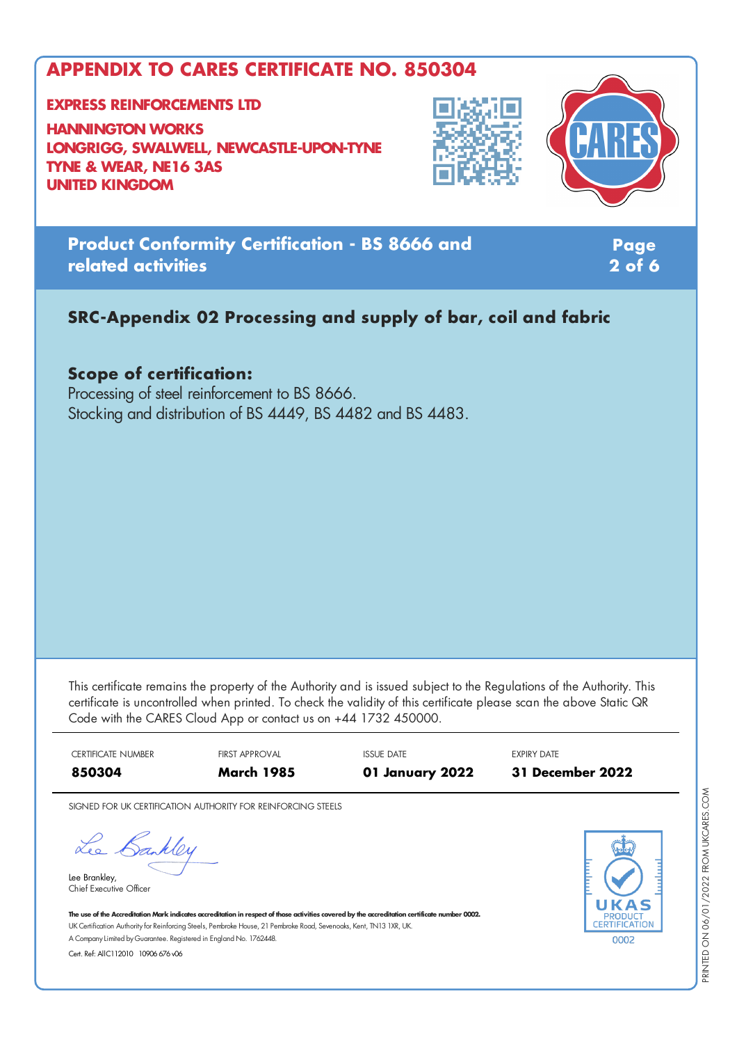# APPENDIX TO CARES CERTIFICATE NO. 850304

**EXPRESS REINFORCEMENTS LTD**

**HANNINGTON WORKS**
**LONGRIGG, SWALWELL, NEWCASTLE-UPON-TYNE**
**TYNE & WEAR, NE16 3AS**
**UNITED KINGDOM**

## Product Conformity Certification - BS 8666 and related activities

### SRC-Appendix 02 Processing and supply of bar, coil and fabric

**Scope of certification:**

Processing of steel reinforcement to BS 8666.
Stocking and distribution of BS 4449, BS 4482 and BS 4483.

This certificate remains the property of the Authority and is issued subject to the Regulations of the Authority. This certificate is uncontrolled when printed. To check the validity of this certificate please scan the above Static QR Code with the CARES Cloud App or contact us on +44 1732 450000.

| CERTIFICATE NUMBER | FIRST APPROVAL | ISSUE DATE | EXPIRY DATE |
|---|---|---|---|
| **850304** | **March 1985** | **01 January 2022** | **31 December 2022** |

SIGNED FOR UK CERTIFICATION AUTHORITY FOR REINFORCING STEELS

Lee Brankley,
Chief Executive Officer

**The use of the Accreditation Mark indicates accreditation in respect of those activities covered by the accreditation certificate number 0002.**
UK Certification Authority for Reinforcing Steels, Pembroke House, 21 Pembroke Road, Sevenoaks, Kent, TN13 1XR, UK.
A Company Limited by Guarantee. Registered in England No. 1762448.
Cert. Ref: AIIC112010 10906 676 v06

UKAS PRODUCT CERTIFICATION 0002

PRINTED ON 06/01/2022 FROM UKCARES.COM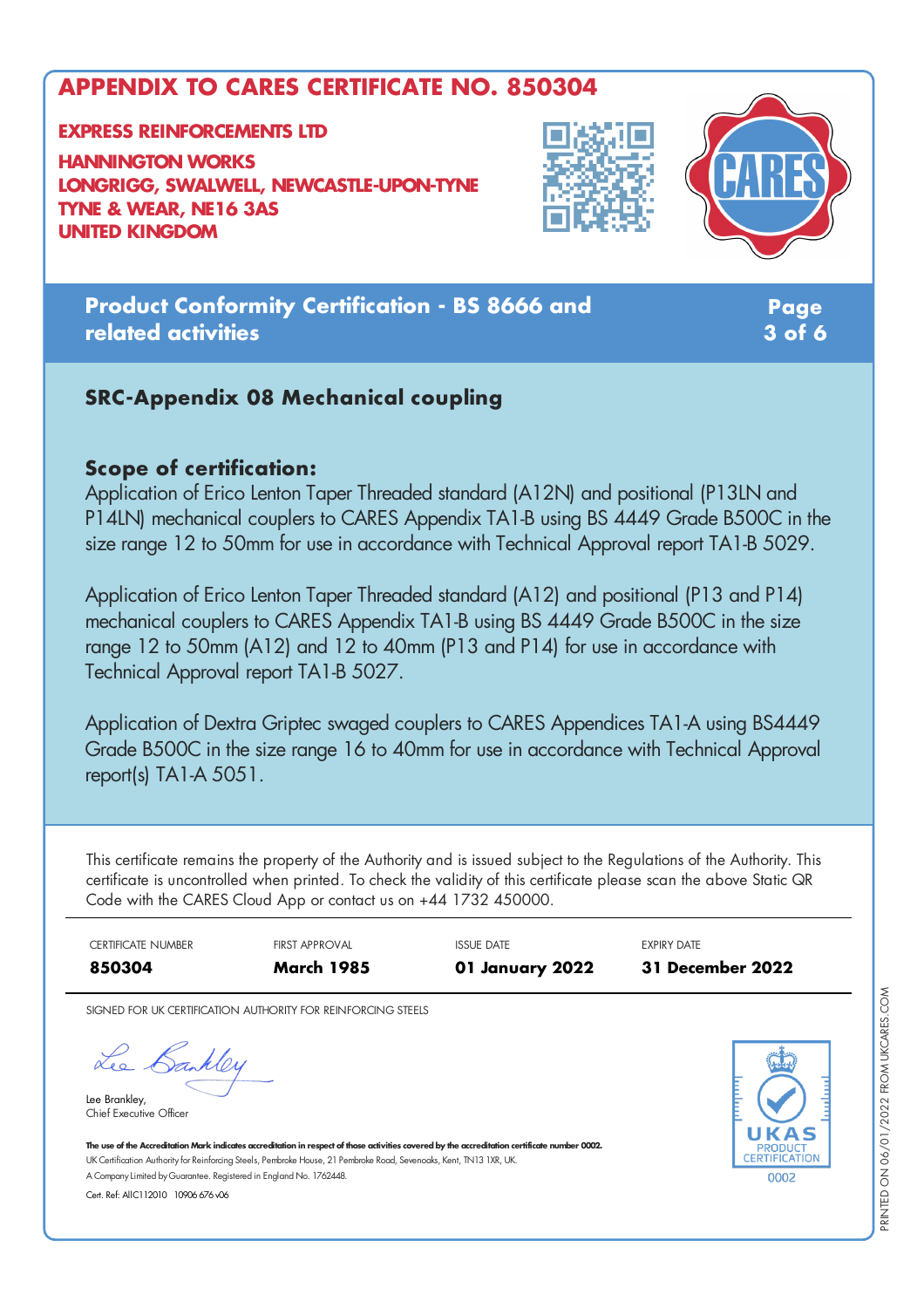# APPENDIX TO CARES CERTIFICATE NO. 850304

**EXPRESS REINFORCEMENTS LTD**

**HANNINGTON WORKS**
**LONGRIGG, SWALWELL, NEWCASTLE-UPON-TYNE**
**TYNE & WEAR, NE16 3AS**
**UNITED KINGDOM**

## Product Conformity Certification - BS 8666 and related activities

### SRC-Appendix 08 Mechanical coupling

**Scope of certification:**

Application of Erico Lenton Taper Threaded standard (A12N) and positional (P13LN and P14LN) mechanical couplers to CARES Appendix TA1-B using BS 4449 Grade B500C in the size range 12 to 50mm for use in accordance with Technical Approval report TA1-B 5029.

Application of Erico Lenton Taper Threaded standard (A12) and positional (P13 and P14) mechanical couplers to CARES Appendix TA1-B using BS 4449 Grade B500C in the size range 12 to 50mm (A12) and 12 to 40mm (P13 and P14) for use in accordance with Technical Approval report TA1-B 5027.

Application of Dextra Griptec swaged couplers to CARES Appendices TA1-A using BS4449 Grade B500C in the size range 16 to 40mm for use in accordance with Technical Approval report(s) TA1-A 5051.

This certificate remains the property of the Authority and is issued subject to the Regulations of the Authority. This certificate is uncontrolled when printed. To check the validity of this certificate please scan the above Static QR Code with the CARES Cloud App or contact us on +44 1732 450000.

| CERTIFICATE NUMBER | FIRST APPROVAL | ISSUE DATE | EXPIRY DATE |
|---|---|---|---|
| **850304** | **March 1985** | **01 January 2022** | **31 December 2022** |

SIGNED FOR UK CERTIFICATION AUTHORITY FOR REINFORCING STEELS

Lee Brankley,
Chief Executive Officer

**The use of the Accreditation Mark indicates accreditation in respect of those activities covered by the accreditation certificate number 0002.**
UK Certification Authority for Reinforcing Steels, Pembroke House, 21 Pembroke Road, Sevenoaks, Kent, TN13 1XR, UK.
A Company Limited by Guarantee. Registered in England No. 1762448.
Cert. Ref: AIIC112010 10906 676 v06

UKAS PRODUCT CERTIFICATION 0002

PRINTED ON 06/01/2022 FROM UKCARES.COM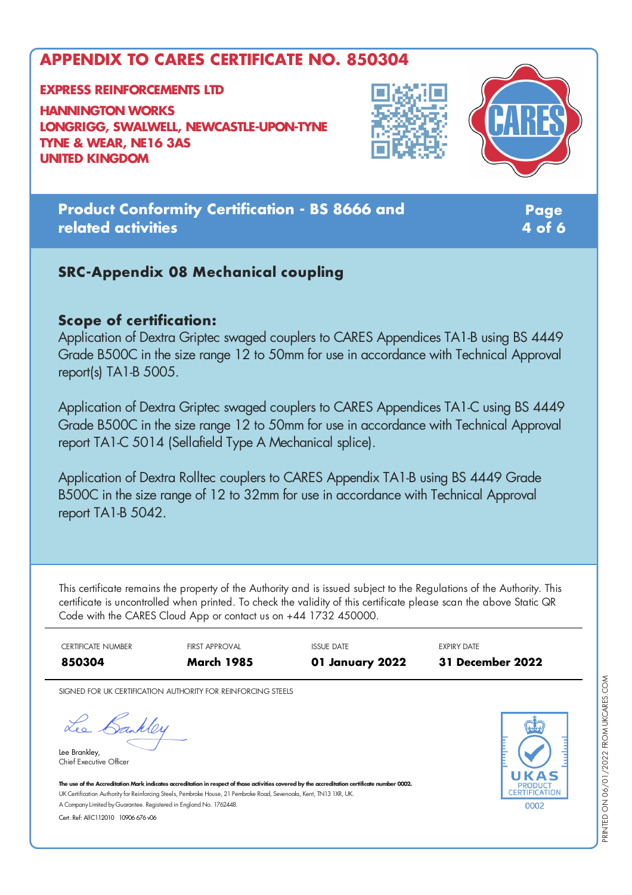# APPENDIX TO CARES CERTIFICATE NO. 850304

**EXPRESS REINFORCEMENTS LTD**

**HANNINGTON WORKS**
**LONGRIGG, SWALWELL, NEWCASTLE-UPON-TYNE**
**TYNE & WEAR, NE16 3AS**
**UNITED KINGDOM**

## Product Conformity Certification - BS 8666 and related activities

### SRC-Appendix 08 Mechanical coupling

**Scope of certification:**

Application of Dextra Griptec swaged couplers to CARES Appendices TA1-B using BS 4449 Grade B500C in the size range 12 to 50mm for use in accordance with Technical Approval report(s) TA1-B 5005.

Application of Dextra Griptec swaged couplers to CARES Appendices TA1-C using BS 4449 Grade B500C in the size range 12 to 50mm for use in accordance with Technical Approval report TA1-C 5014 (Sellafield Type A Mechanical splice).

Application of Dextra Rolltec couplers to CARES Appendix TA1-B using BS 4449 Grade B500C in the size range of 12 to 32mm for use in accordance with Technical Approval report TA1-B 5042.

This certificate remains the property of the Authority and is issued subject to the Regulations of the Authority. This certificate is uncontrolled when printed. To check the validity of this certificate please scan the above Static QR Code with the CARES Cloud App or contact us on +44 1732 450000.

| CERTIFICATE NUMBER | FIRST APPROVAL | ISSUE DATE | EXPIRY DATE |
|---|---|---|---|
| **850304** | **March 1985** | **01 January 2022** | **31 December 2022** |

SIGNED FOR UK CERTIFICATION AUTHORITY FOR REINFORCING STEELS

Lee Brankley,
Chief Executive Officer

**The use of the Accreditation Mark indicates accreditation in respect of those activities covered by the accreditation certificate number 0002.**
UK Certification Authority for Reinforcing Steels, Pembroke House, 21 Pembroke Road, Sevenoaks, Kent, TN13 1XR, UK.
A Company Limited by Guarantee. Registered in England No. 1762448.

Cert. Ref: AIIC112010 10906 676 v06

UKAS PRODUCT CERTIFICATION 0002

PRINTED ON 06/01/2022 FROM UKCARES.COM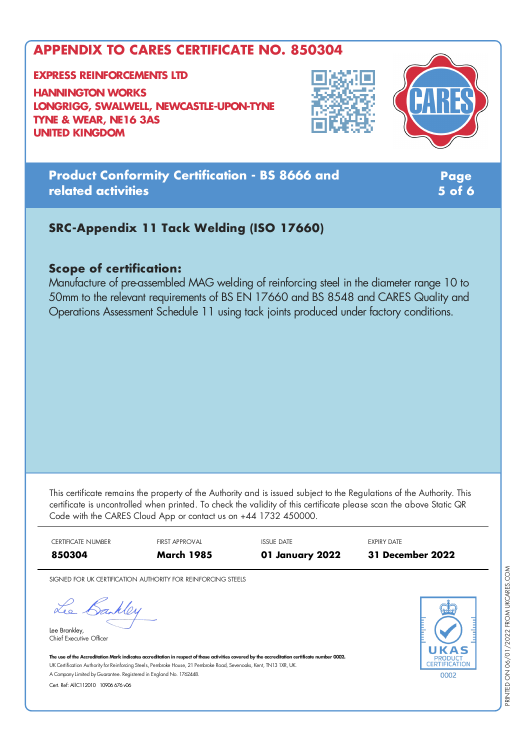# APPENDIX TO CARES CERTIFICATE NO. 850304

**EXPRESS REINFORCEMENTS LTD**

**HANNINGTON WORKS**
**LONGRIGG, SWALWELL, NEWCASTLE-UPON-TYNE**
**TYNE & WEAR, NE16 3AS**
**UNITED KINGDOM**

## Product Conformity Certification - BS 8666 and related activities

### SRC-Appendix 11 Tack Welding (ISO 17660)

**Scope of certification:**

Manufacture of pre-assembled MAG welding of reinforcing steel in the diameter range 10 to 50mm to the relevant requirements of BS EN 17660 and BS 8548 and CARES Quality and Operations Assessment Schedule 11 using tack joints produced under factory conditions.

This certificate remains the property of the Authority and is issued subject to the Regulations of the Authority. This certificate is uncontrolled when printed. To check the validity of this certificate please scan the above Static QR Code with the CARES Cloud App or contact us on +44 1732 450000.

| CERTIFICATE NUMBER | FIRST APPROVAL | ISSUE DATE | EXPIRY DATE |
| --- | --- | --- | --- |
| **850304** | **March 1985** | **01 January 2022** | **31 December 2022** |

SIGNED FOR UK CERTIFICATION AUTHORITY FOR REINFORCING STEELS

Lee Brankley,
Chief Executive Officer

**The use of the Accreditation Mark indicates accreditation in respect of those activities covered by the accreditation certificate number 0002.**
UK Certification Authority for Reinforcing Steels, Pembroke House, 21 Pembroke Road, Sevenoaks, Kent, TN13 1XR, UK.
A Company Limited by Guarantee. Registered in England No. 1762448.
Cert. Ref: AIIC112010 10906 676 v06

UKAS PRODUCT CERTIFICATION 0002

PRINTED ON 06/01/2022 FROM UKCARES.COM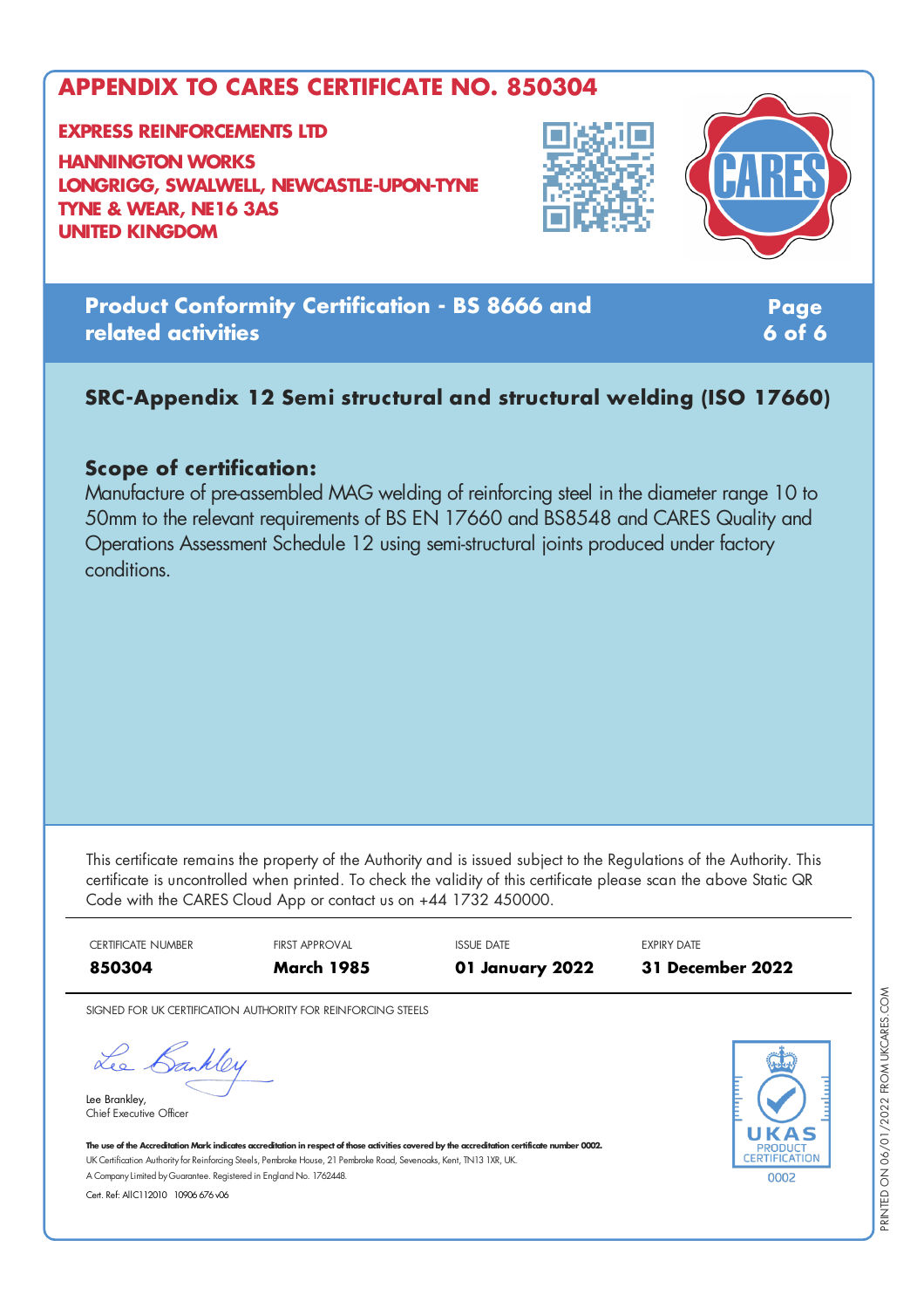# APPENDIX TO CARES CERTIFICATE NO. 850304

**EXPRESS REINFORCEMENTS LTD**

**HANNINGTON WORKS**
**LONGRIGG, SWALWELL, NEWCASTLE-UPON-TYNE**
**TYNE & WEAR, NE16 3AS**
**UNITED KINGDOM**

## Product Conformity Certification - BS 8666 and related activities

Page 6 of 6

### SRC-Appendix 12 Semi structural and structural welding (ISO 17660)

**Scope of certification:**
Manufacture of pre-assembled MAG welding of reinforcing steel in the diameter range 10 to 50mm to the relevant requirements of BS EN 17660 and BS8548 and CARES Quality and Operations Assessment Schedule 12 using semi-structural joints produced under factory conditions.

This certificate remains the property of the Authority and is issued subject to the Regulations of the Authority. This certificate is uncontrolled when printed. To check the validity of this certificate please scan the above Static QR Code with the CARES Cloud App or contact us on +44 1732 450000.

| CERTIFICATE NUMBER | FIRST APPROVAL | ISSUE DATE | EXPIRY DATE |
|---|---|---|---|
| **850304** | **March 1985** | **01 January 2022** | **31 December 2022** |

SIGNED FOR UK CERTIFICATION AUTHORITY FOR REINFORCING STEELS

Lee Brankley,
Chief Executive Officer

**The use of the Accreditation Mark indicates accreditation in respect of those activities covered by the accreditation certificate number 0002.**
UK Certification Authority for Reinforcing Steels, Pembroke House, 21 Pembroke Road, Sevenoaks, Kent, TN13 1XR, UK.
A Company Limited by Guarantee. Registered in England No. 1762448.
Cert. Ref: AIIC112010 10906 676 v06

UKAS PRODUCT CERTIFICATION 0002

PRINTED ON 06/01/2022 FROM UKCARES.COM